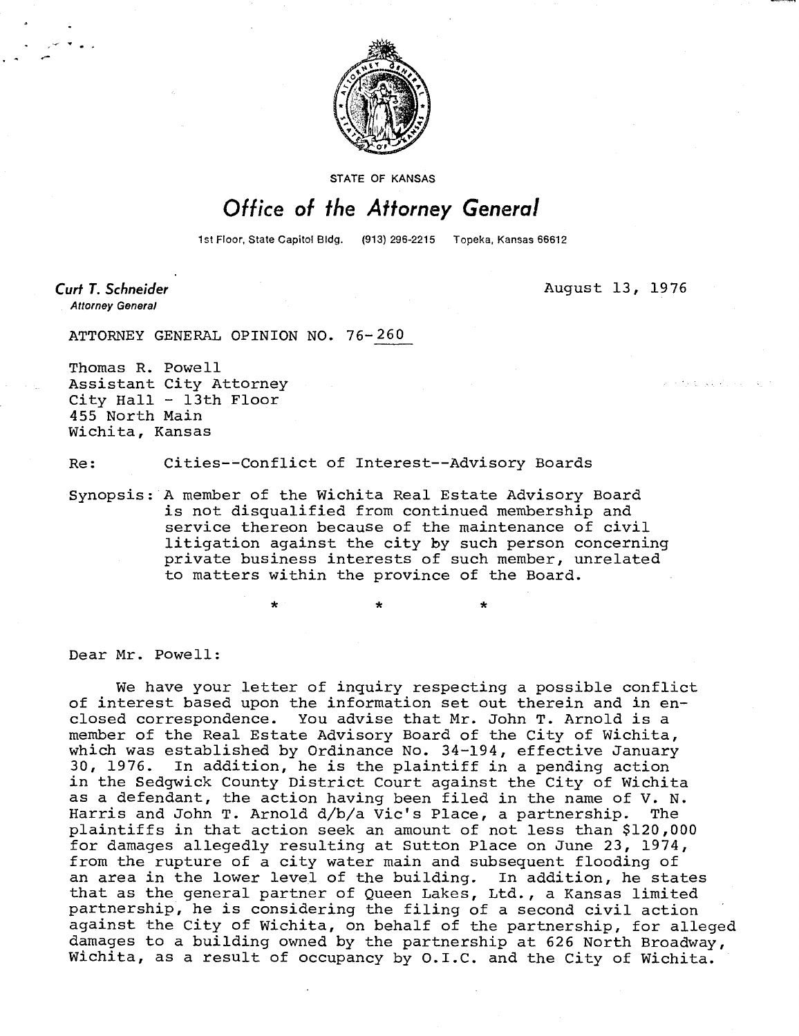STATE OF KANSAS

# Office of the Attorney General

1st Floor, State Capitol Bldg. (913) 296-2215 Topeka, Kansas 66612

**Curt T. Schneider**
*Attorney General*

August 13, 1976

ATTORNEY GENERAL OPINION NO. 76-260

Thomas R. Powell
Assistant City Attorney
City Hall - 13th Floor
455 North Main
Wichita, Kansas

Re: Cities--Conflict of Interest--Advisory Boards

Synopsis: A member of the Wichita Real Estate Advisory Board is not disqualified from continued membership and service thereon because of the maintenance of civil litigation against the city by such person concerning private business interests of such member, unrelated to matters within the province of the Board.

\* \* \*

Dear Mr. Powell:

We have your letter of inquiry respecting a possible conflict of interest based upon the information set out therein and in enclosed correspondence. You advise that Mr. John T. Arnold is a member of the Real Estate Advisory Board of the City of Wichita, which was established by Ordinance No. 34-194, effective January 30, 1976. In addition, he is the plaintiff in a pending action in the Sedgwick County District Court against the City of Wichita as a defendant, the action having been filed in the name of V. N. Harris and John T. Arnold d/b/a Vic's Place, a partnership. The plaintiffs in that action seek an amount of not less than $120,000 for damages allegedly resulting at Sutton Place on June 23, 1974, from the rupture of a city water main and subsequent flooding of an area in the lower level of the building. In addition, he states that as the general partner of Queen Lakes, Ltd., a Kansas limited partnership, he is considering the filing of a second civil action against the City of Wichita, on behalf of the partnership, for alleged damages to a building owned by the partnership at 626 North Broadway, Wichita, as a result of occupancy by O.I.C. and the City of Wichita.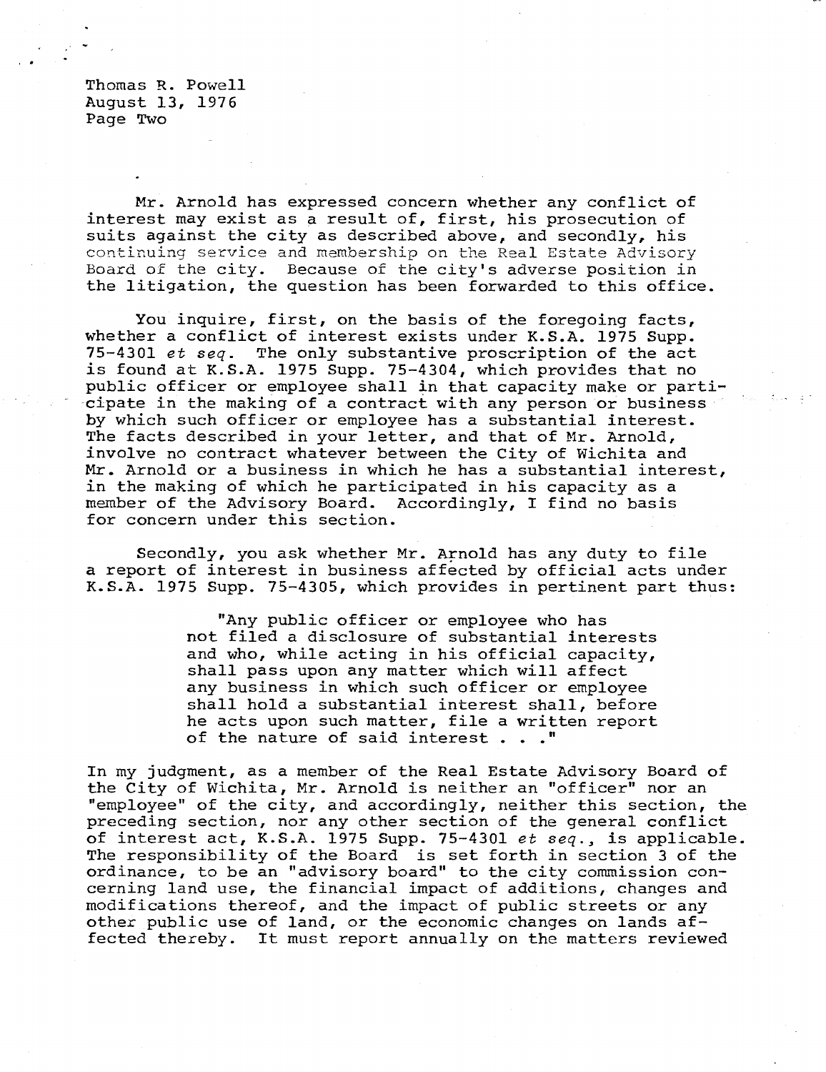Mr. Arnold has expressed concern whether any conflict of interest may exist as a result of, first, his prosecution of suits against the city as described above, and secondly, his continuing service and membership on the Real Estate Advisory Board of the city. Because of the city's adverse position in the litigation, the question has been forwarded to this office.

You inquire, first, on the basis of the foregoing facts, whether a conflict of interest exists under K.S.A. 1975 Supp. 75-4301 *et seq.* The only substantive proscription of the act is found at K.S.A. 1975 Supp. 75-4304, which provides that no public officer or employee shall in that capacity make or participate in the making of a contract with any person or business by which such officer or employee has a substantial interest. The facts described in your letter, and that of Mr. Arnold, involve no contract whatever between the City of Wichita and Mr. Arnold or a business in which he has a substantial interest, in the making of which he participated in his capacity as a member of the Advisory Board. Accordingly, I find no basis for concern under this section.

Secondly, you ask whether Mr. Arnold has any duty to file a report of interest in business affected by official acts under K.S.A. 1975 Supp. 75-4305, which provides in pertinent part thus:

> "Any public officer or employee who has not filed a disclosure of substantial interests and who, while acting in his official capacity, shall pass upon any matter which will affect any business in which such officer or employee shall hold a substantial interest shall, before he acts upon such matter, file a written report of the nature of said interest . . ."

In my judgment, as a member of the Real Estate Advisory Board of the City of Wichita, Mr. Arnold is neither an "officer" nor an "employee" of the city, and accordingly, neither this section, the preceding section, nor any other section of the general conflict of interest act, K.S.A. 1975 Supp. 75-4301 *et seq.*, is applicable. The responsibility of the Board is set forth in section 3 of the ordinance, to be an "advisory board" to the city commission concerning land use, the financial impact of additions, changes and modifications thereof, and the impact of public streets or any other public use of land, or the economic changes on lands affected thereby. It must report annually on the matters reviewed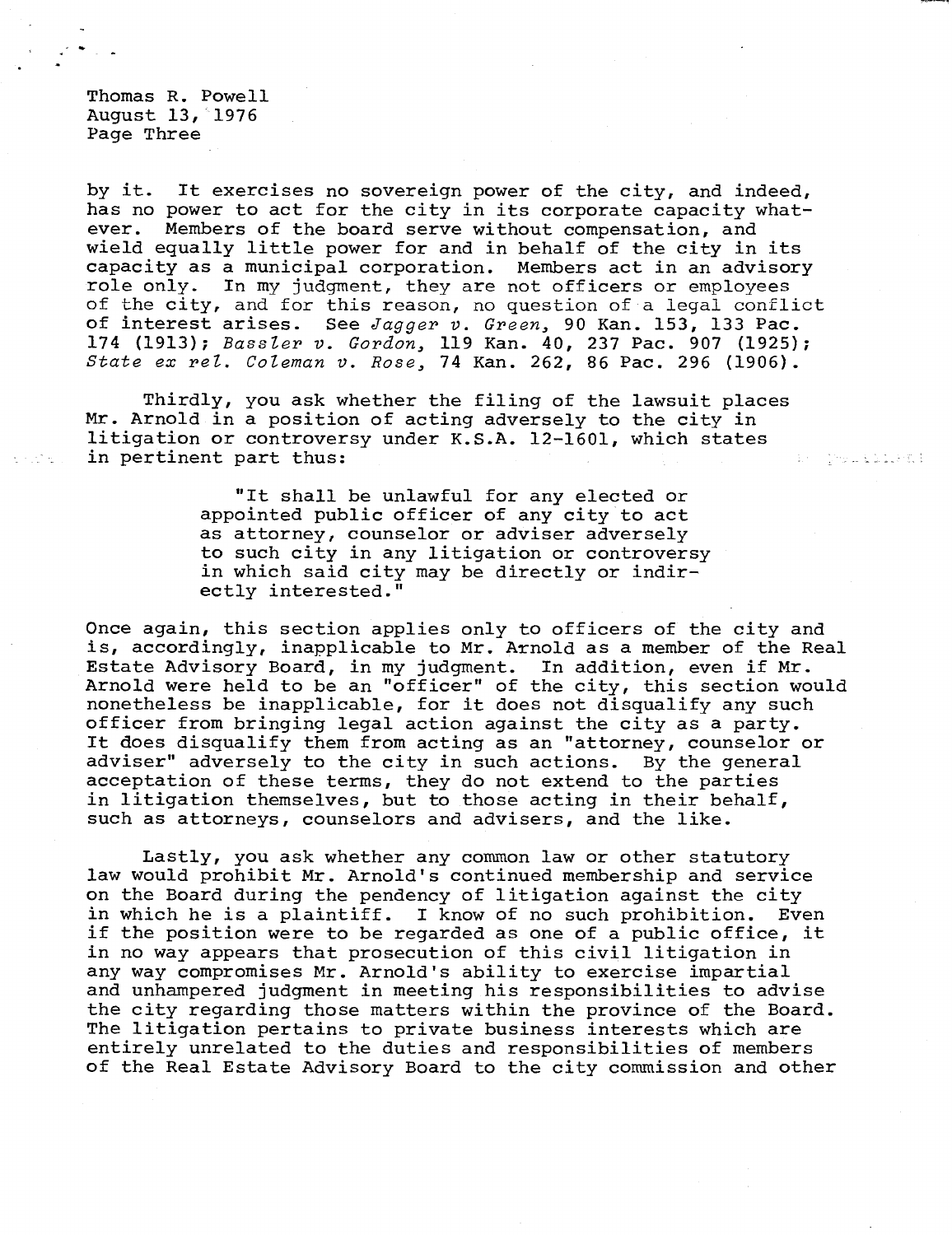by it. It exercises no sovereign power of the city, and indeed, has no power to act for the city in its corporate capacity whatever. Members of the board serve without compensation, and wield equally little power for and in behalf of the city in its capacity as a municipal corporation. Members act in an advisory role only. In my judgment, they are not officers or employees of the city, and for this reason, no question of a legal conflict of interest arises. See *Jagger v. Green*, 90 Kan. 153, 133 Pac. 174 (1913); *Bassler v. Gordon*, 119 Kan. 40, 237 Pac. 907 (1925); *State ex rel. Coleman v. Rose*, 74 Kan. 262, 86 Pac. 296 (1906).

Thirdly, you ask whether the filing of the lawsuit places Mr. Arnold in a position of acting adversely to the city in litigation or controversy under K.S.A. 12-1601, which states in pertinent part thus:

> "It shall be unlawful for any elected or appointed public officer of any city to act as attorney, counselor or adviser adversely to such city in any litigation or controversy in which said city may be directly or indirectly interested."

Once again, this section applies only to officers of the city and is, accordingly, inapplicable to Mr. Arnold as a member of the Real Estate Advisory Board, in my judgment. In addition, even if Mr. Arnold were held to be an "officer" of the city, this section would nonetheless be inapplicable, for it does not disqualify any such officer from bringing legal action against the city as a party. It does disqualify them from acting as an "attorney, counselor or adviser" adversely to the city in such actions. By the general acceptation of these terms, they do not extend to the parties in litigation themselves, but to those acting in their behalf, such as attorneys, counselors and advisers, and the like.

Lastly, you ask whether any common law or other statutory law would prohibit Mr. Arnold's continued membership and service on the Board during the pendency of litigation against the city in which he is a plaintiff. I know of no such prohibition. Even if the position were to be regarded as one of a public office, it in no way appears that prosecution of this civil litigation in any way compromises Mr. Arnold's ability to exercise impartial and unhampered judgment in meeting his responsibilities to advise the city regarding those matters within the province of the Board. The litigation pertains to private business interests which are entirely unrelated to the duties and responsibilities of members of the Real Estate Advisory Board to the city commission and other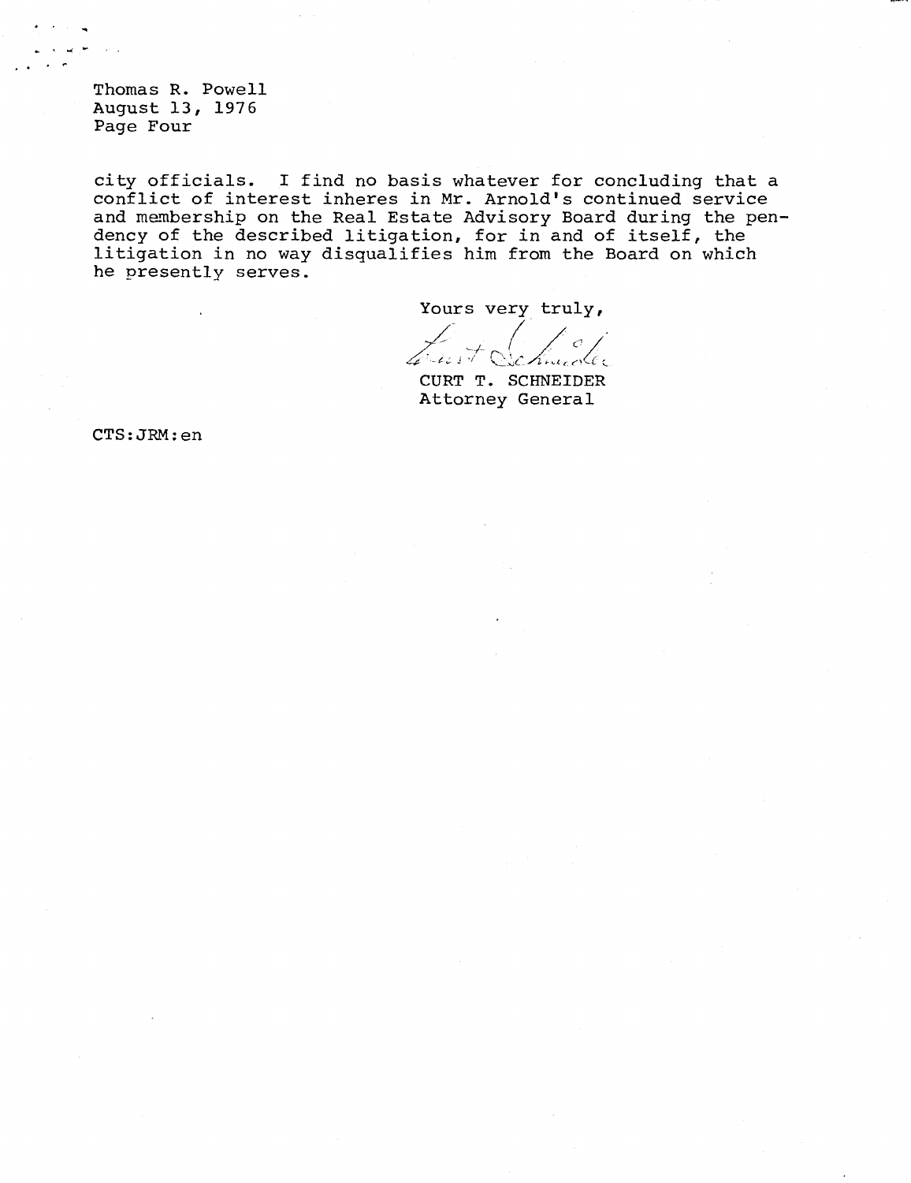Thomas R. Powell
August 13, 1976
Page Four

city officials. I find no basis whatever for concluding that a conflict of interest inheres in Mr. Arnold's continued service and membership on the Real Estate Advisory Board during the pendency of the described litigation, for in and of itself, the litigation in no way disqualifies him from the Board on which he presently serves.

Yours very truly,

CURT T. SCHNEIDER
Attorney General

CTS:JRM:en